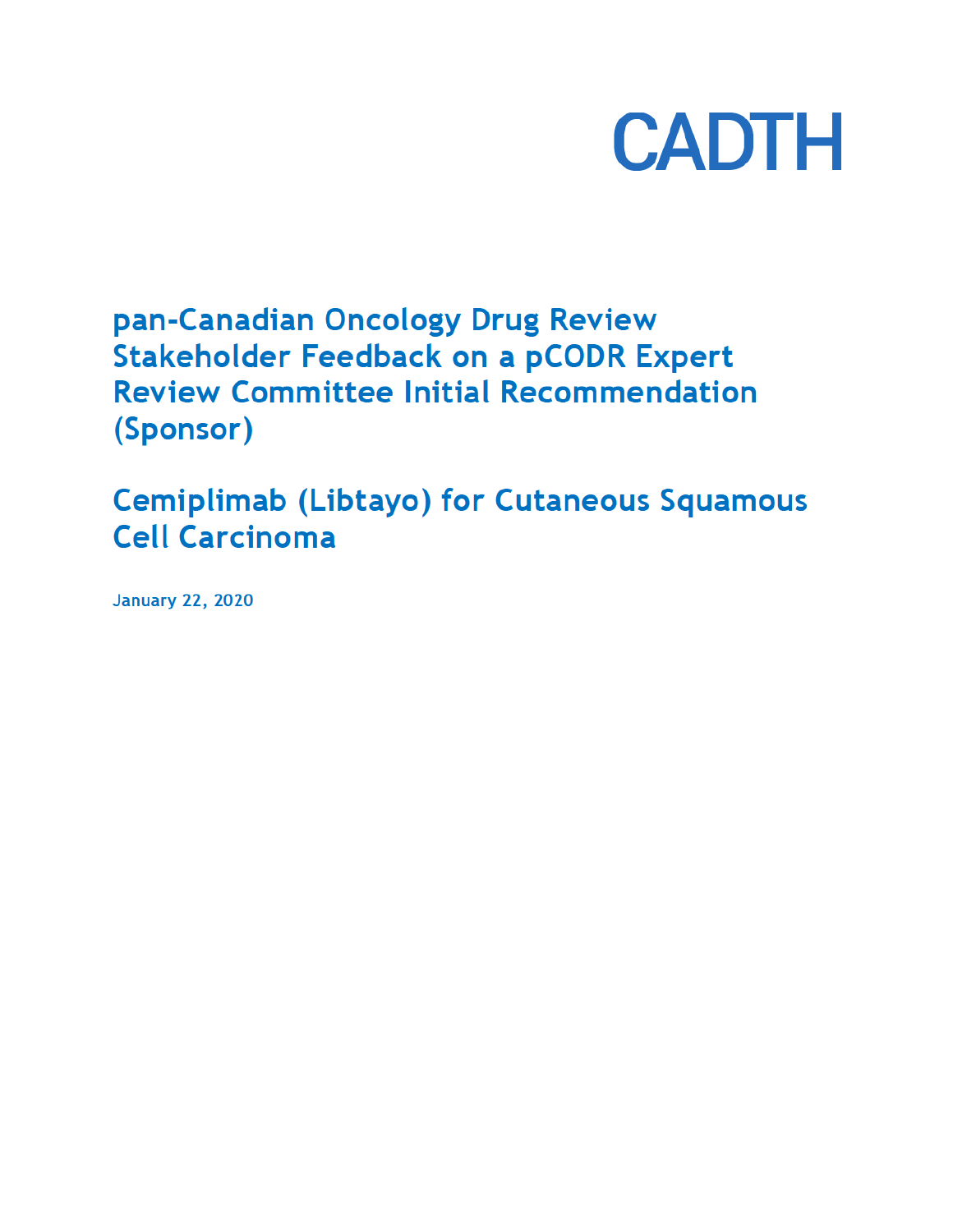CADTH

# pan-Canadian Oncology Drug Review Stakeholder Feedback on a pCODR Expert Review Committee Initial Recommendation (Sponsor)

## Cemiplimab (Libtayo) for Cutaneous Squamous Cell Carcinoma

January 22, 2020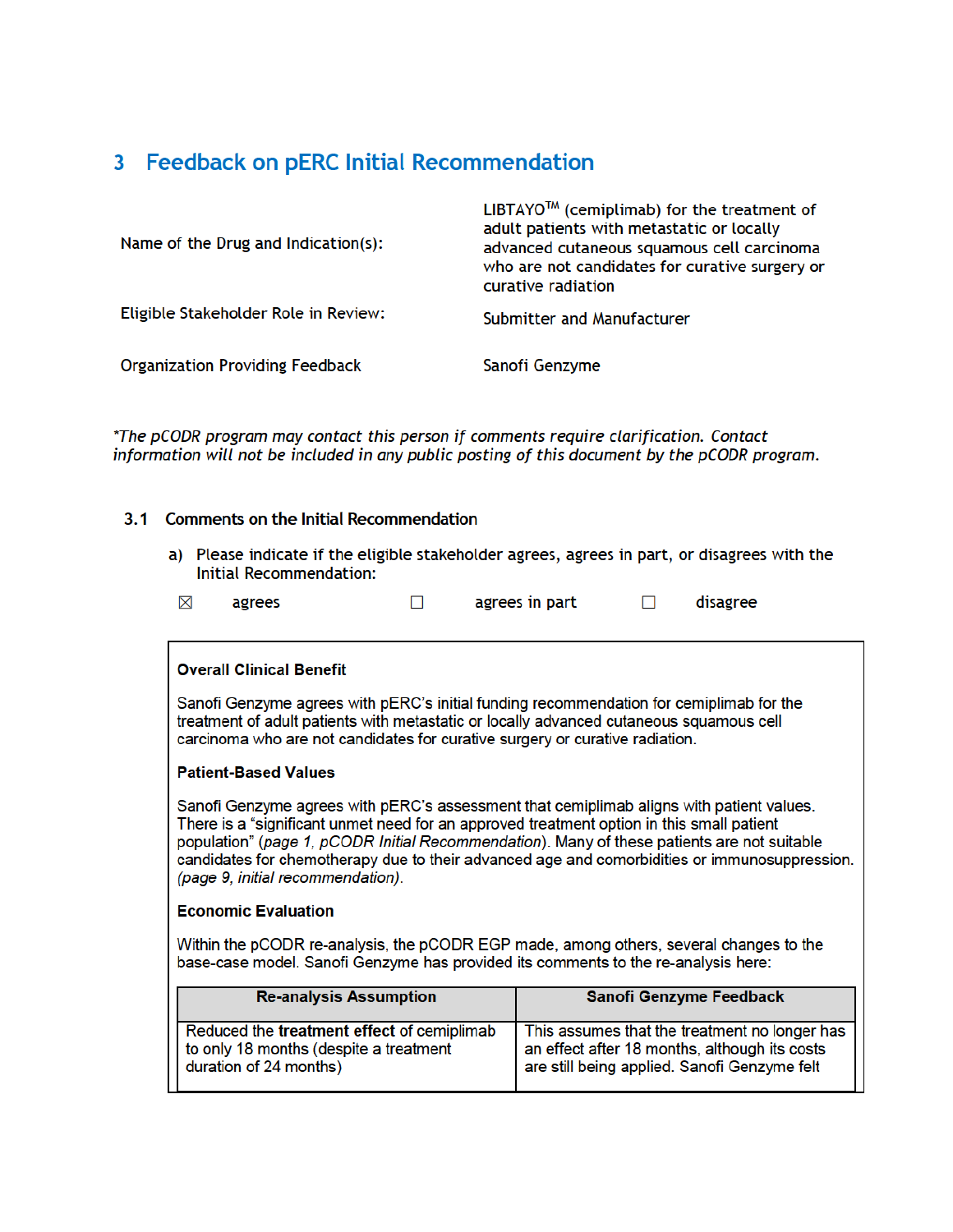## 3 Feedback on pERC Initial Recommendation

| | |
|---|---|
| Name of the Drug and Indication(s): | LIBTAYO™ (cemiplimab) for the treatment of adult patients with metastatic or locally advanced cutaneous squamous cell carcinoma who are not candidates for curative surgery or curative radiation |
| Eligible Stakeholder Role in Review: | Submitter and Manufacturer |
| Organization Providing Feedback | Sanofi Genzyme |

*\*The pCODR program may contact this person if comments require clarification. Contact information will not be included in any public posting of this document by the pCODR program.*

### 3.1 Comments on the Initial Recommendation

a) Please indicate if the eligible stakeholder agrees, agrees in part, or disagrees with the Initial Recommendation:

☒ agrees ☐ agrees in part ☐ disagree

**Overall Clinical Benefit**

Sanofi Genzyme agrees with pERC's initial funding recommendation for cemiplimab for the treatment of adult patients with metastatic or locally advanced cutaneous squamous cell carcinoma who are not candidates for curative surgery or curative radiation.

**Patient-Based Values**

Sanofi Genzyme agrees with pERC's assessment that cemiplimab aligns with patient values. There is a "significant unmet need for an approved treatment option in this small patient population" (*page 1, pCODR Initial Recommendation*). Many of these patients are not suitable candidates for chemotherapy due to their advanced age and comorbidities or immunosuppression. *(page 9, initial recommendation)*.

**Economic Evaluation**

Within the pCODR re-analysis, the pCODR EGP made, among others, several changes to the base-case model. Sanofi Genzyme has provided its comments to the re-analysis here:

| Re-analysis Assumption | Sanofi Genzyme Feedback |
|---|---|
| Reduced the **treatment effect** of cemiplimab to only 18 months (despite a treatment duration of 24 months) | This assumes that the treatment no longer has an effect after 18 months, although its costs are still being applied. Sanofi Genzyme felt |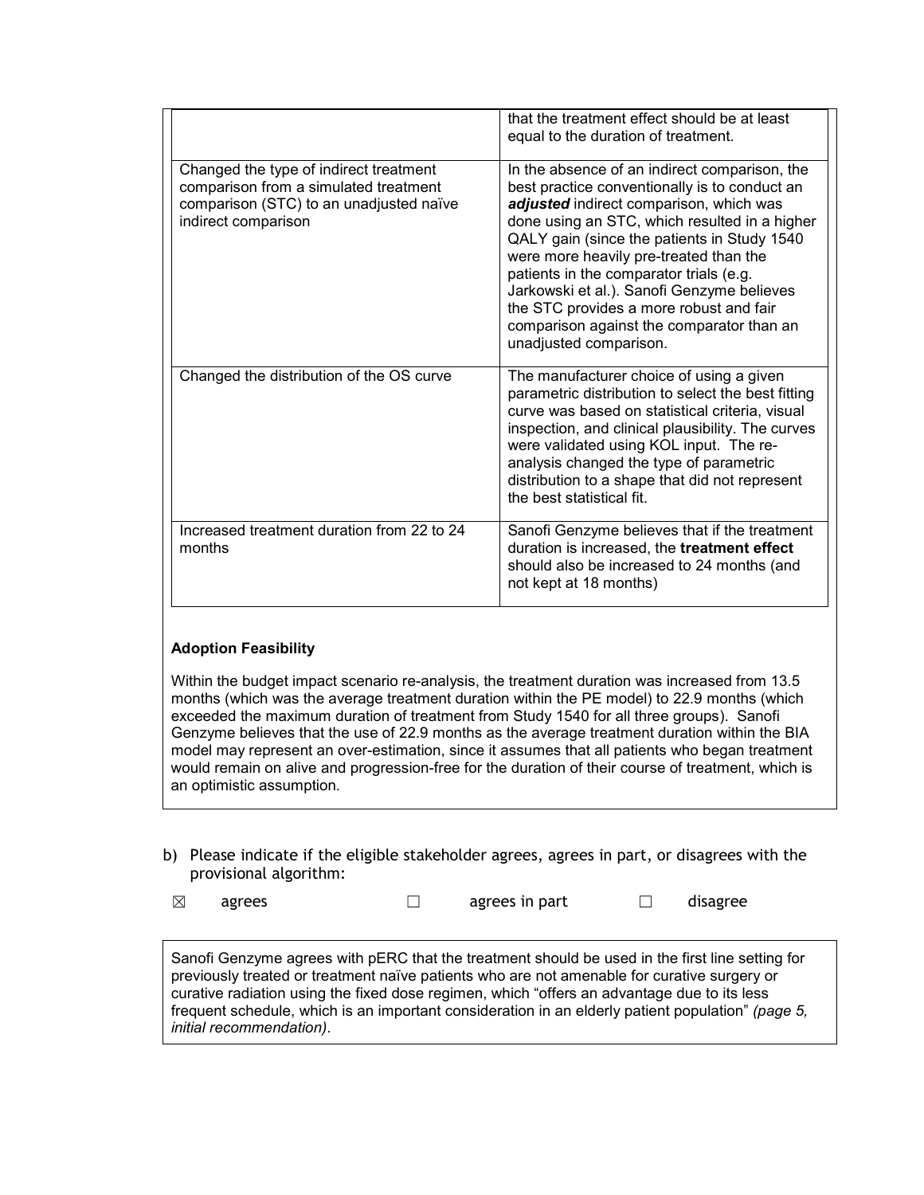| | |
|---|---|
| | that the treatment effect should be at least equal to the duration of treatment. |
| Changed the type of indirect treatment comparison from a simulated treatment comparison (STC) to an unadjusted naïve indirect comparison | In the absence of an indirect comparison, the best practice conventionally is to conduct an ***adjusted*** indirect comparison, which was done using an STC, which resulted in a higher QALY gain (since the patients in Study 1540 were more heavily pre-treated than the patients in the comparator trials (e.g. Jarkowski et al.). Sanofi Genzyme believes the STC provides a more robust and fair comparison against the comparator than an unadjusted comparison. |
| Changed the distribution of the OS curve | The manufacturer choice of using a given parametric distribution to select the best fitting curve was based on statistical criteria, visual inspection, and clinical plausibility. The curves were validated using KOL input. The re-analysis changed the type of parametric distribution to a shape that did not represent the best statistical fit. |
| Increased treatment duration from 22 to 24 months | Sanofi Genzyme believes that if the treatment duration is increased, the **treatment effect** should also be increased to 24 months (and not kept at 18 months) |

**Adoption Feasibility**

Within the budget impact scenario re-analysis, the treatment duration was increased from 13.5 months (which was the average treatment duration within the PE model) to 22.9 months (which exceeded the maximum duration of treatment from Study 1540 for all three groups). Sanofi Genzyme believes that the use of 22.9 months as the average treatment duration within the BIA model may represent an over-estimation, since it assumes that all patients who began treatment would remain on alive and progression-free for the duration of their course of treatment, which is an optimistic assumption.

b) Please indicate if the eligible stakeholder agrees, agrees in part, or disagrees with the provisional algorithm:

☒ agrees ☐ agrees in part ☐ disagree

Sanofi Genzyme agrees with pERC that the treatment should be used in the first line setting for previously treated or treatment naïve patients who are not amenable for curative surgery or curative radiation using the fixed dose regimen, which "offers an advantage due to its less frequent schedule, which is an important consideration in an elderly patient population" *(page 5, initial recommendation)*.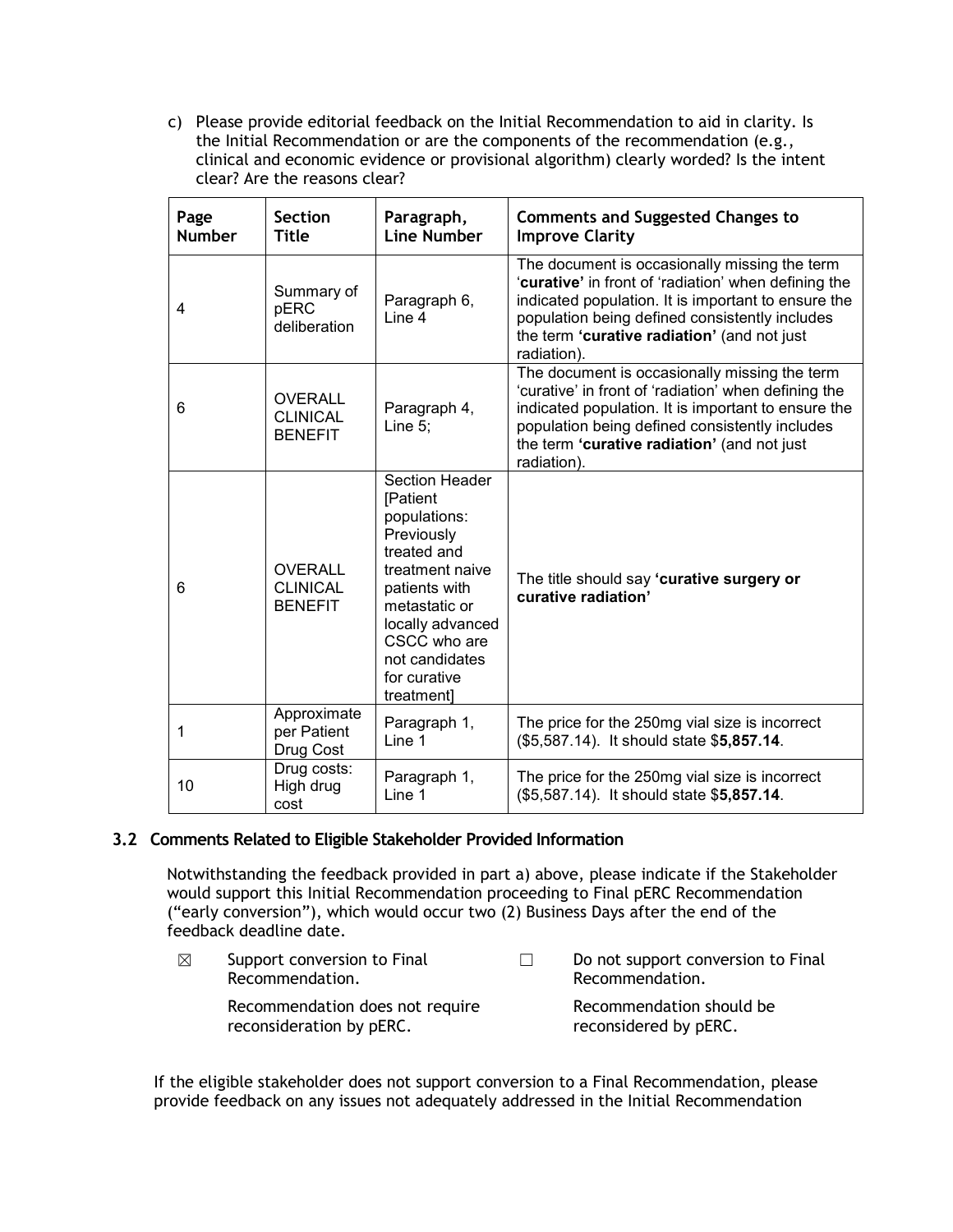c) Please provide editorial feedback on the Initial Recommendation to aid in clarity. Is the Initial Recommendation or are the components of the recommendation (e.g., clinical and economic evidence or provisional algorithm) clearly worded? Is the intent clear? Are the reasons clear?

| Page Number | Section Title | Paragraph, Line Number | Comments and Suggested Changes to Improve Clarity |
|---|---|---|---|
| 4 | Summary of pERC deliberation | Paragraph 6, Line 4 | The document is occasionally missing the term '**curative**' in front of 'radiation' when defining the indicated population. It is important to ensure the population being defined consistently includes the term **'curative radiation'** (and not just radiation). |
| 6 | OVERALL CLINICAL BENEFIT | Paragraph 4, Line 5; | The document is occasionally missing the term 'curative' in front of 'radiation' when defining the indicated population. It is important to ensure the population being defined consistently includes the term **'curative radiation'** (and not just radiation). |
| 6 | OVERALL CLINICAL BENEFIT | Section Header [Patient populations: Previously treated and treatment naive patients with metastatic or locally advanced CSCC who are not candidates for curative treatment] | The title should say **'curative surgery or curative radiation'** |
| 1 | Approximate per Patient Drug Cost | Paragraph 1, Line 1 | The price for the 250mg vial size is incorrect ($5,587.14). It should state $**5,857.14**. |
| 10 | Drug costs: High drug cost | Paragraph 1, Line 1 | The price for the 250mg vial size is incorrect ($5,587.14). It should state $**5,857.14**. |

### 3.2 Comments Related to Eligible Stakeholder Provided Information

Notwithstanding the feedback provided in part a) above, please indicate if the Stakeholder would support this Initial Recommendation proceeding to Final pERC Recommendation ("early conversion"), which would occur two (2) Business Days after the end of the feedback deadline date.

☒ Support conversion to Final Recommendation.

Recommendation does not require reconsideration by pERC.

☐ Do not support conversion to Final Recommendation.

Recommendation should be reconsidered by pERC.

If the eligible stakeholder does not support conversion to a Final Recommendation, please provide feedback on any issues not adequately addressed in the Initial Recommendation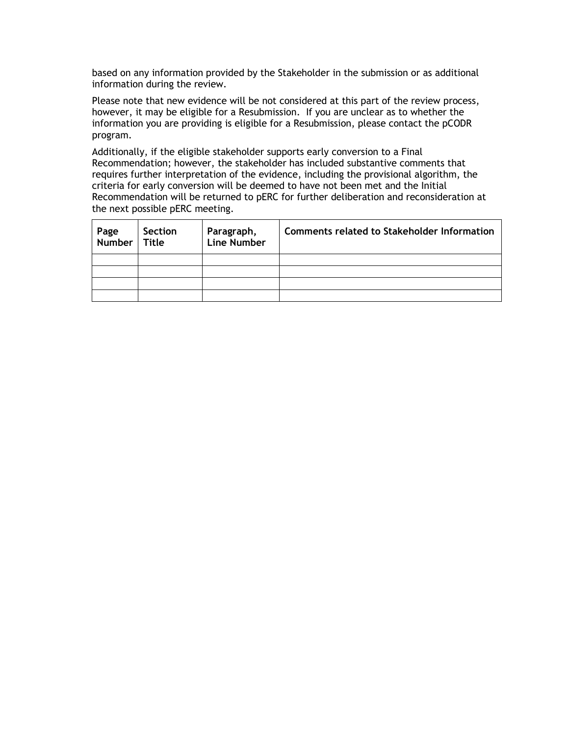based on any information provided by the Stakeholder in the submission or as additional information during the review.

Please note that new evidence will be not considered at this part of the review process, however, it may be eligible for a Resubmission. If you are unclear as to whether the information you are providing is eligible for a Resubmission, please contact the pCODR program.

Additionally, if the eligible stakeholder supports early conversion to a Final Recommendation; however, the stakeholder has included substantive comments that requires further interpretation of the evidence, including the provisional algorithm, the criteria for early conversion will be deemed to have not been met and the Initial Recommendation will be returned to pERC for further deliberation and reconsideration at the next possible pERC meeting.

| Page Number | Section Title | Paragraph, Line Number | Comments related to Stakeholder Information |
|---|---|---|---|
| | | | |
| | | | |
| | | | |
| | | | |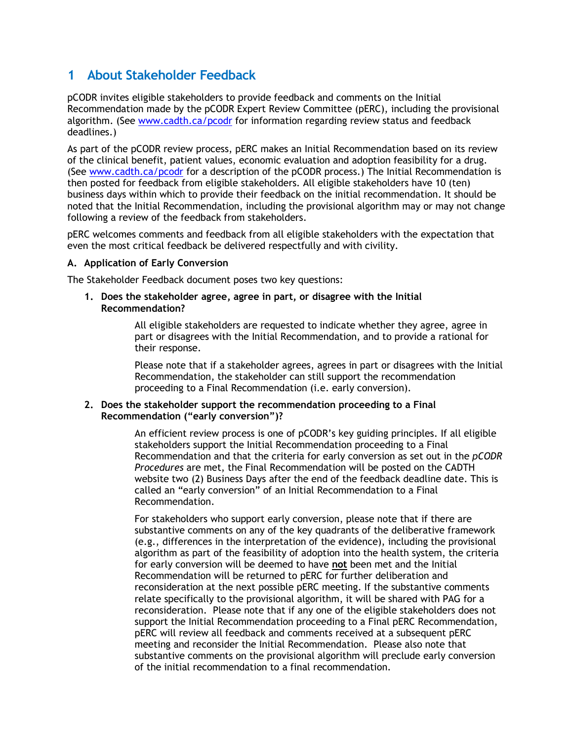# 1 About Stakeholder Feedback

pCODR invites eligible stakeholders to provide feedback and comments on the Initial Recommendation made by the pCODR Expert Review Committee (pERC), including the provisional algorithm. (See www.cadth.ca/pcodr for information regarding review status and feedback deadlines.)

As part of the pCODR review process, pERC makes an Initial Recommendation based on its review of the clinical benefit, patient values, economic evaluation and adoption feasibility for a drug. (See www.cadth.ca/pcodr for a description of the pCODR process.) The Initial Recommendation is then posted for feedback from eligible stakeholders. All eligible stakeholders have 10 (ten) business days within which to provide their feedback on the initial recommendation. It should be noted that the Initial Recommendation, including the provisional algorithm may or may not change following a review of the feedback from stakeholders.

pERC welcomes comments and feedback from all eligible stakeholders with the expectation that even the most critical feedback be delivered respectfully and with civility.

**A. Application of Early Conversion**

The Stakeholder Feedback document poses two key questions:

1. **Does the stakeholder agree, agree in part, or disagree with the Initial Recommendation?**

   All eligible stakeholders are requested to indicate whether they agree, agree in part or disagrees with the Initial Recommendation, and to provide a rational for their response.

   Please note that if a stakeholder agrees, agrees in part or disagrees with the Initial Recommendation, the stakeholder can still support the recommendation proceeding to a Final Recommendation (i.e. early conversion).

2. **Does the stakeholder support the recommendation proceeding to a Final Recommendation ("early conversion")?**

   An efficient review process is one of pCODR's key guiding principles. If all eligible stakeholders support the Initial Recommendation proceeding to a Final Recommendation and that the criteria for early conversion as set out in the *pCODR Procedures* are met, the Final Recommendation will be posted on the CADTH website two (2) Business Days after the end of the feedback deadline date. This is called an "early conversion" of an Initial Recommendation to a Final Recommendation.

   For stakeholders who support early conversion, please note that if there are substantive comments on any of the key quadrants of the deliberative framework (e.g., differences in the interpretation of the evidence), including the provisional algorithm as part of the feasibility of adoption into the health system, the criteria for early conversion will be deemed to have **not** been met and the Initial Recommendation will be returned to pERC for further deliberation and reconsideration at the next possible pERC meeting. If the substantive comments relate specifically to the provisional algorithm, it will be shared with PAG for a reconsideration. Please note that if any one of the eligible stakeholders does not support the Initial Recommendation proceeding to a Final pERC Recommendation, pERC will review all feedback and comments received at a subsequent pERC meeting and reconsider the Initial Recommendation. Please also note that substantive comments on the provisional algorithm will preclude early conversion of the initial recommendation to a final recommendation.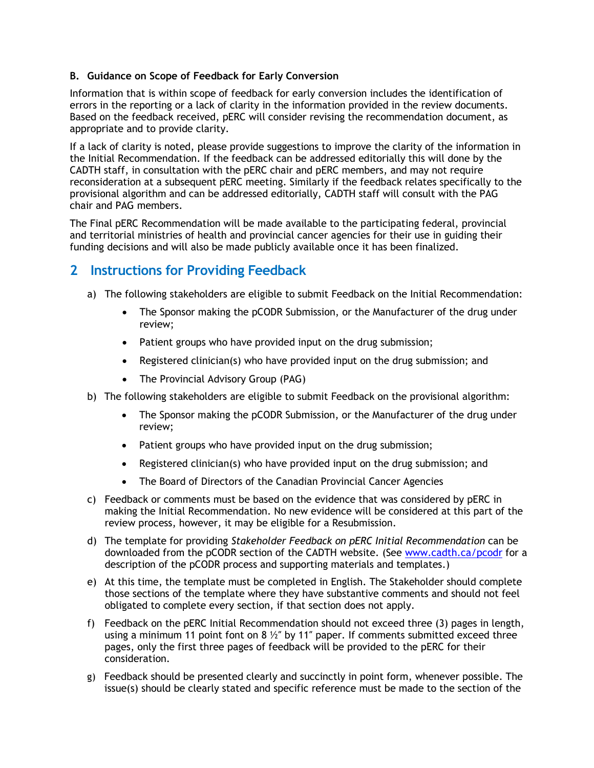#### B. Guidance on Scope of Feedback for Early Conversion

Information that is within scope of feedback for early conversion includes the identification of errors in the reporting or a lack of clarity in the information provided in the review documents. Based on the feedback received, pERC will consider revising the recommendation document, as appropriate and to provide clarity.

If a lack of clarity is noted, please provide suggestions to improve the clarity of the information in the Initial Recommendation. If the feedback can be addressed editorially this will done by the CADTH staff, in consultation with the pERC chair and pERC members, and may not require reconsideration at a subsequent pERC meeting. Similarly if the feedback relates specifically to the provisional algorithm and can be addressed editorially, CADTH staff will consult with the PAG chair and PAG members.

The Final pERC Recommendation will be made available to the participating federal, provincial and territorial ministries of health and provincial cancer agencies for their use in guiding their funding decisions and will also be made publicly available once it has been finalized.

## 2 Instructions for Providing Feedback

a) The following stakeholders are eligible to submit Feedback on the Initial Recommendation:
   - The Sponsor making the pCODR Submission, or the Manufacturer of the drug under review;
   - Patient groups who have provided input on the drug submission;
   - Registered clinician(s) who have provided input on the drug submission; and
   - The Provincial Advisory Group (PAG)

b) The following stakeholders are eligible to submit Feedback on the provisional algorithm:
   - The Sponsor making the pCODR Submission, or the Manufacturer of the drug under review;
   - Patient groups who have provided input on the drug submission;
   - Registered clinician(s) who have provided input on the drug submission; and
   - The Board of Directors of the Canadian Provincial Cancer Agencies

c) Feedback or comments must be based on the evidence that was considered by pERC in making the Initial Recommendation. No new evidence will be considered at this part of the review process, however, it may be eligible for a Resubmission.

d) The template for providing *Stakeholder Feedback on pERC Initial Recommendation* can be downloaded from the pCODR section of the CADTH website. (See www.cadth.ca/pcodr for a description of the pCODR process and supporting materials and templates.)

e) At this time, the template must be completed in English. The Stakeholder should complete those sections of the template where they have substantive comments and should not feel obligated to complete every section, if that section does not apply.

f) Feedback on the pERC Initial Recommendation should not exceed three (3) pages in length, using a minimum 11 point font on 8 ½″ by 11″ paper. If comments submitted exceed three pages, only the first three pages of feedback will be provided to the pERC for their consideration.

g) Feedback should be presented clearly and succinctly in point form, whenever possible. The issue(s) should be clearly stated and specific reference must be made to the section of the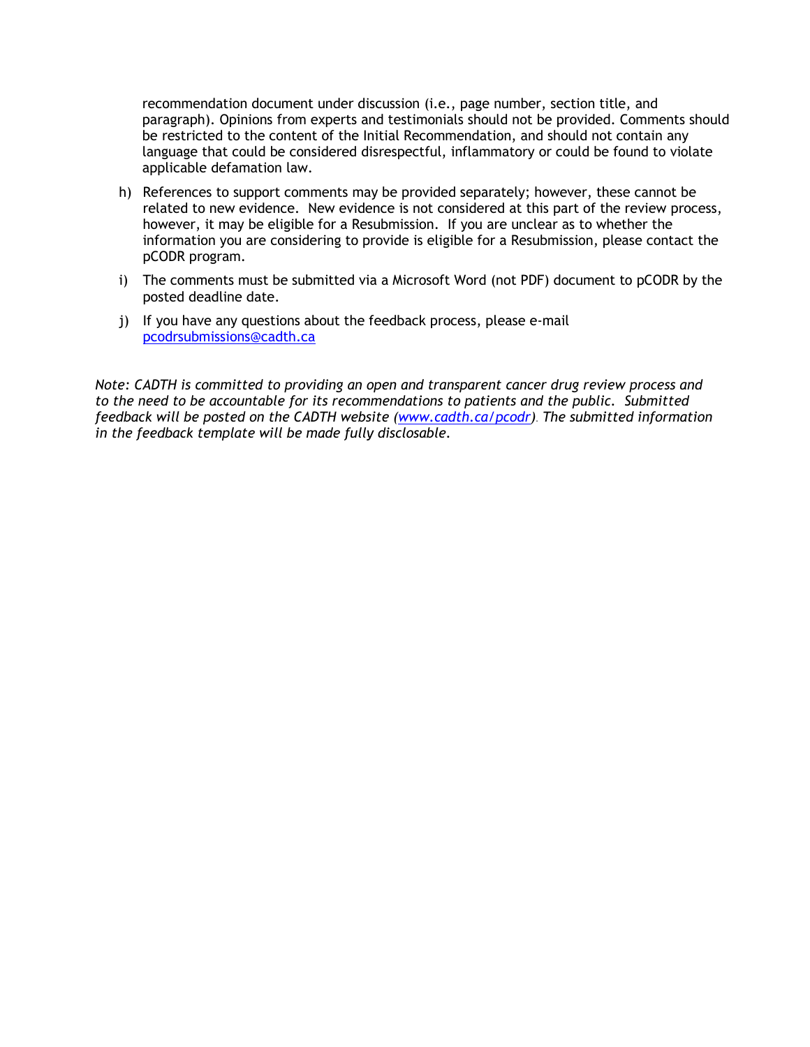recommendation document under discussion (i.e., page number, section title, and paragraph). Opinions from experts and testimonials should not be provided. Comments should be restricted to the content of the Initial Recommendation, and should not contain any language that could be considered disrespectful, inflammatory or could be found to violate applicable defamation law.

h) References to support comments may be provided separately; however, these cannot be related to new evidence. New evidence is not considered at this part of the review process, however, it may be eligible for a Resubmission. If you are unclear as to whether the information you are considering to provide is eligible for a Resubmission, please contact the pCODR program.

i) The comments must be submitted via a Microsoft Word (not PDF) document to pCODR by the posted deadline date.

j) If you have any questions about the feedback process, please e-mail pcodrsubmissions@cadth.ca

*Note: CADTH is committed to providing an open and transparent cancer drug review process and to the need to be accountable for its recommendations to patients and the public. Submitted feedback will be posted on the CADTH website (www.cadth.ca/pcodr). The submitted information in the feedback template will be made fully disclosable.*